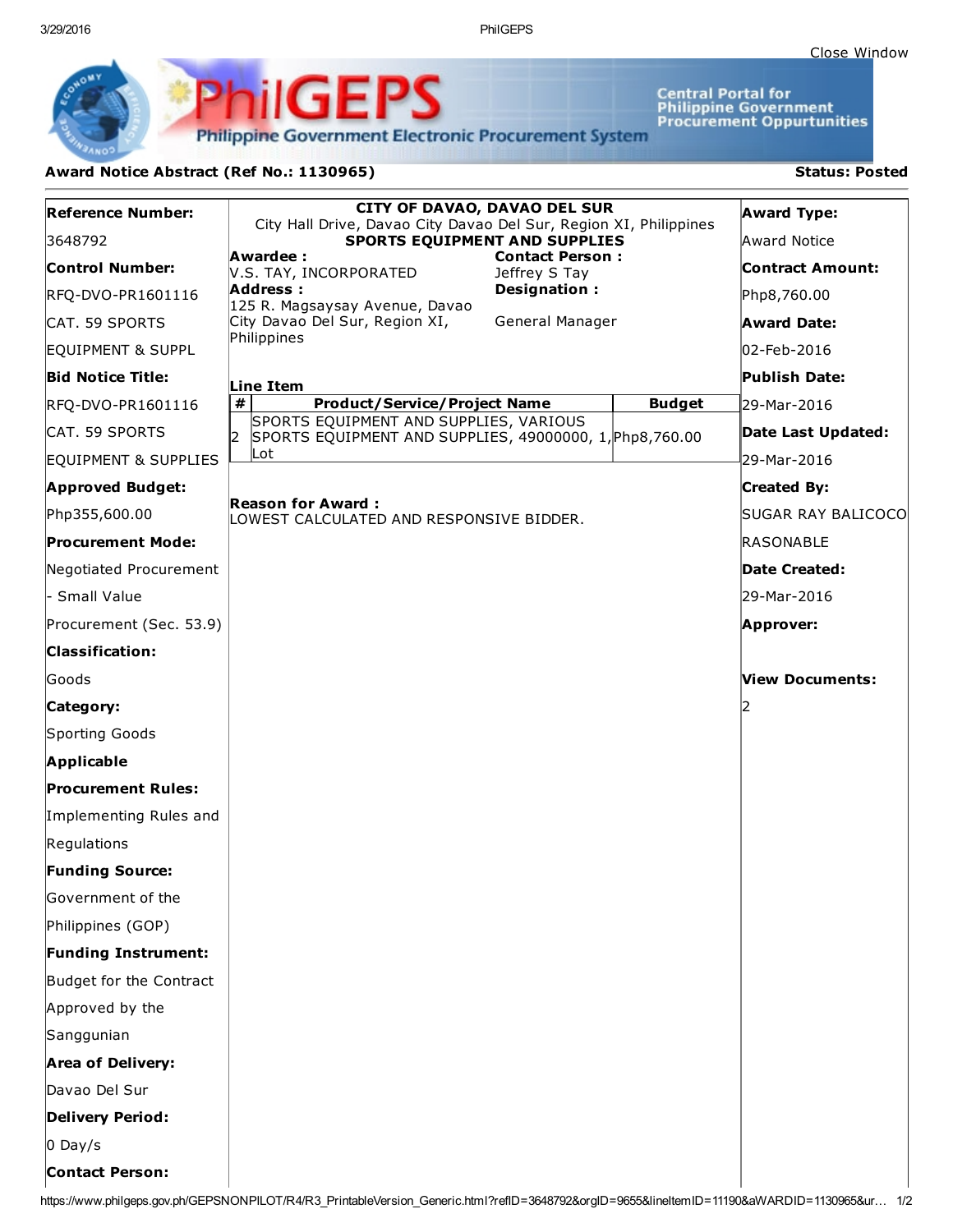Close Window

**PhilGEPS** — Philippine Government Electronic Procurement System

Central Portal for Philippine Government Procurement Oppurtunities

## Award Notice Abstract (Ref No.: 1130965)

**Status: Posted**

**Reference Number:**
3648792

**Control Number:**
RFQ-DVO-PR1601116 CAT. 59 SPORTS EQUIPMENT & SUPPL

**Bid Notice Title:**
RFQ-DVO-PR1601116 CAT. 59 SPORTS EQUIPMENT & SUPPLIES

**Approved Budget:**
Php355,600.00

**Procurement Mode:**
Negotiated Procurement - Small Value Procurement (Sec. 53.9)

**Classification:**
Goods

**Category:**
Sporting Goods

**Applicable Procurement Rules:**
Implementing Rules and Regulations

**Funding Source:**
Government of the Philippines (GOP)

**Funding Instrument:**
Budget for the Contract Approved by the Sanggunian

**Area of Delivery:**
Davao Del Sur

**Delivery Period:**
0 Day/s

**Contact Person:**

---

**CITY OF DAVAO, DAVAO DEL SUR**
City Hall Drive, Davao City Davao Del Sur, Region XI, Philippines
**SPORTS EQUIPMENT AND SUPPLIES**

**Awardee :**
V.S. TAY, INCORPORATED

**Address :**
125 R. Magsaysay Avenue, Davao City Davao Del Sur, Region XI, Philippines

**Contact Person :**
Jeffrey S Tay

**Designation :**
General Manager

**Line Item**

| # | Product/Service/Project Name | Budget |
|---|---|---|
| 2 | SPORTS EQUIPMENT AND SUPPLIES, VARIOUS SPORTS EQUIPMENT AND SUPPLIES, 49000000, 1, Lot | Php8,760.00 |

**Reason for Award :**
LOWEST CALCULATED AND RESPONSIVE BIDDER.

---

**Award Type:**
Award Notice

**Contract Amount:**
Php8,760.00

**Award Date:**
02-Feb-2016

**Publish Date:**
29-Mar-2016

**Date Last Updated:**
29-Mar-2016

**Created By:**
SUGAR RAY BALICOCO RASONABLE

**Date Created:**
29-Mar-2016

**Approver:**

**View Documents:**
2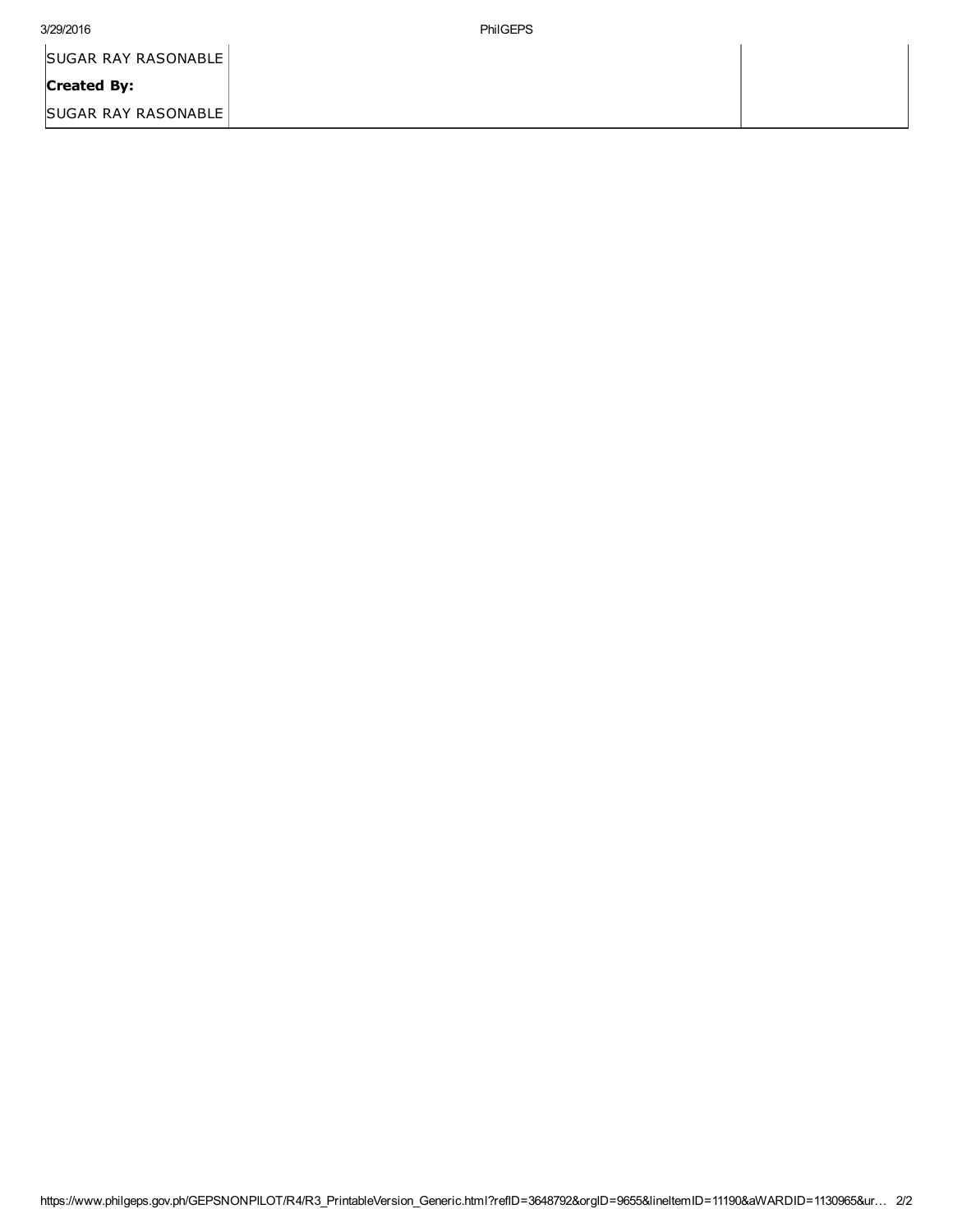| | | |
|---|---|---|
| SUGAR RAY RASONABLE | | |
| **Created By:** | | |
| SUGAR RAY RASONABLE | | |